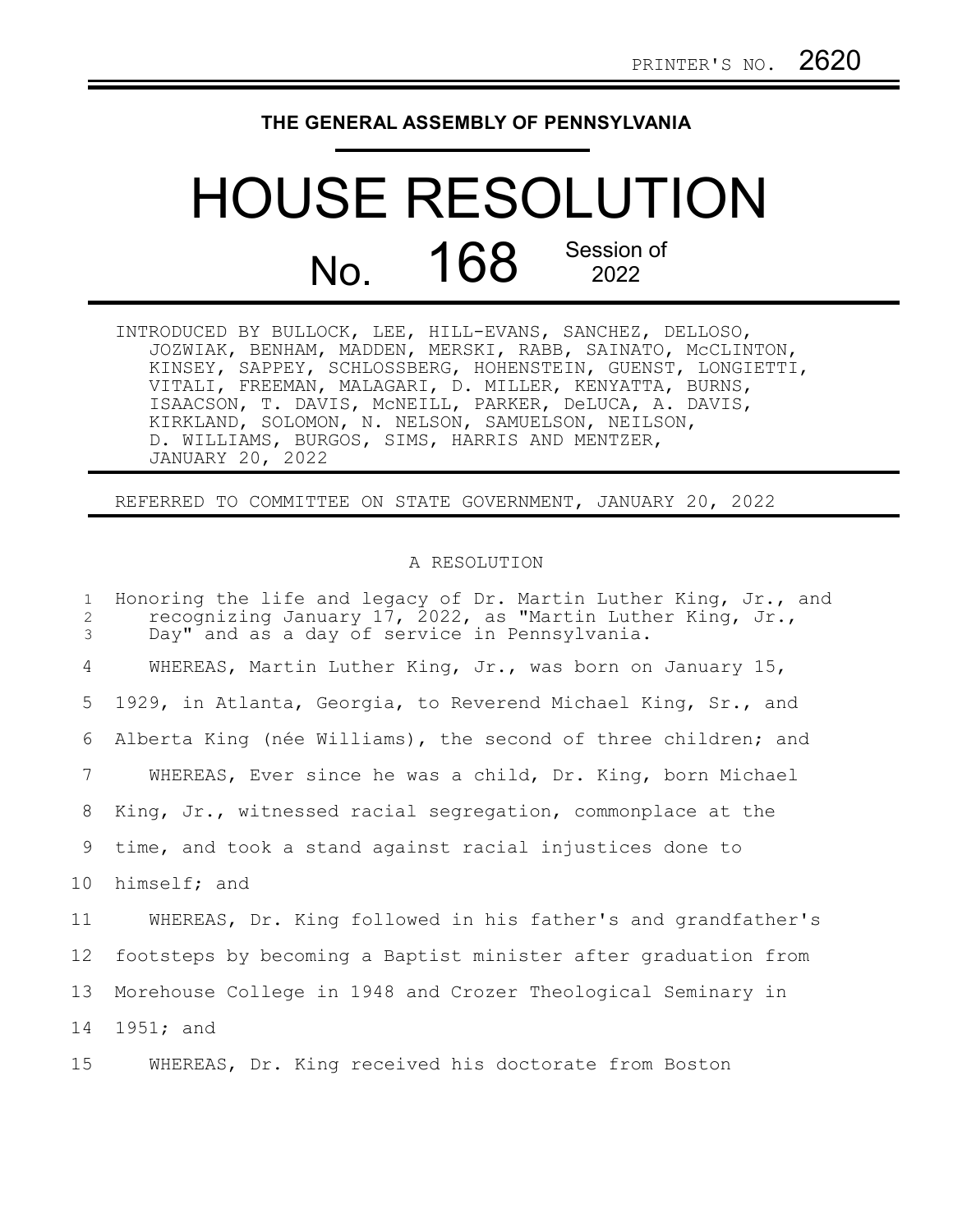PRINTER'S NO. 2620

**THE GENERAL ASSEMBLY OF PENNSYLVANIA**

# HOUSE RESOLUTION

## No. 168 Session of 2022

INTRODUCED BY BULLOCK, LEE, HILL-EVANS, SANCHEZ, DELLOSO, JOZWIAK, BENHAM, MADDEN, MERSKI, RABB, SAINATO, McCLINTON, KINSEY, SAPPEY, SCHLOSSBERG, HOHENSTEIN, GUENST, LONGIETTI, VITALI, FREEMAN, MALAGARI, D. MILLER, KENYATTA, BURNS, ISAACSON, T. DAVIS, McNEILL, PARKER, DeLUCA, A. DAVIS, KIRKLAND, SOLOMON, N. NELSON, SAMUELSON, NEILSON, D. WILLIAMS, BURGOS, SIMS, HARRIS AND MENTZER, JANUARY 20, 2022

REFERRED TO COMMITTEE ON STATE GOVERNMENT, JANUARY 20, 2022

A RESOLUTION

Honoring the life and legacy of Dr. Martin Luther King, Jr., and recognizing January 17, 2022, as "Martin Luther King, Jr., Day" and as a day of service in Pennsylvania.

WHEREAS, Martin Luther King, Jr., was born on January 15, 1929, in Atlanta, Georgia, to Reverend Michael King, Sr., and Alberta King (née Williams), the second of three children; and

WHEREAS, Ever since he was a child, Dr. King, born Michael King, Jr., witnessed racial segregation, commonplace at the time, and took a stand against racial injustices done to himself; and

WHEREAS, Dr. King followed in his father's and grandfather's footsteps by becoming a Baptist minister after graduation from Morehouse College in 1948 and Crozer Theological Seminary in 1951; and

WHEREAS, Dr. King received his doctorate from Boston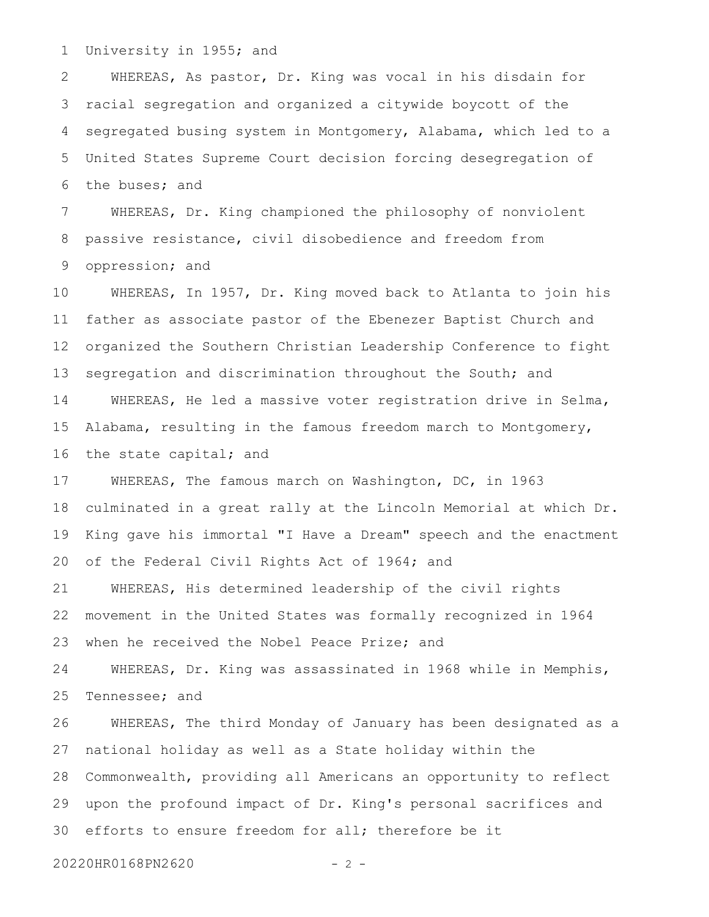University in 1955; and

WHEREAS, As pastor, Dr. King was vocal in his disdain for racial segregation and organized a citywide boycott of the segregated busing system in Montgomery, Alabama, which led to a United States Supreme Court decision forcing desegregation of the buses; and

WHEREAS, Dr. King championed the philosophy of nonviolent passive resistance, civil disobedience and freedom from oppression; and

WHEREAS, In 1957, Dr. King moved back to Atlanta to join his father as associate pastor of the Ebenezer Baptist Church and organized the Southern Christian Leadership Conference to fight segregation and discrimination throughout the South; and

WHEREAS, He led a massive voter registration drive in Selma, Alabama, resulting in the famous freedom march to Montgomery, the state capital; and

WHEREAS, The famous march on Washington, DC, in 1963 culminated in a great rally at the Lincoln Memorial at which Dr. King gave his immortal "I Have a Dream" speech and the enactment of the Federal Civil Rights Act of 1964; and

WHEREAS, His determined leadership of the civil rights movement in the United States was formally recognized in 1964 when he received the Nobel Peace Prize; and

WHEREAS, Dr. King was assassinated in 1968 while in Memphis, Tennessee; and

WHEREAS, The third Monday of January has been designated as a national holiday as well as a State holiday within the Commonwealth, providing all Americans an opportunity to reflect upon the profound impact of Dr. King's personal sacrifices and efforts to ensure freedom for all; therefore be it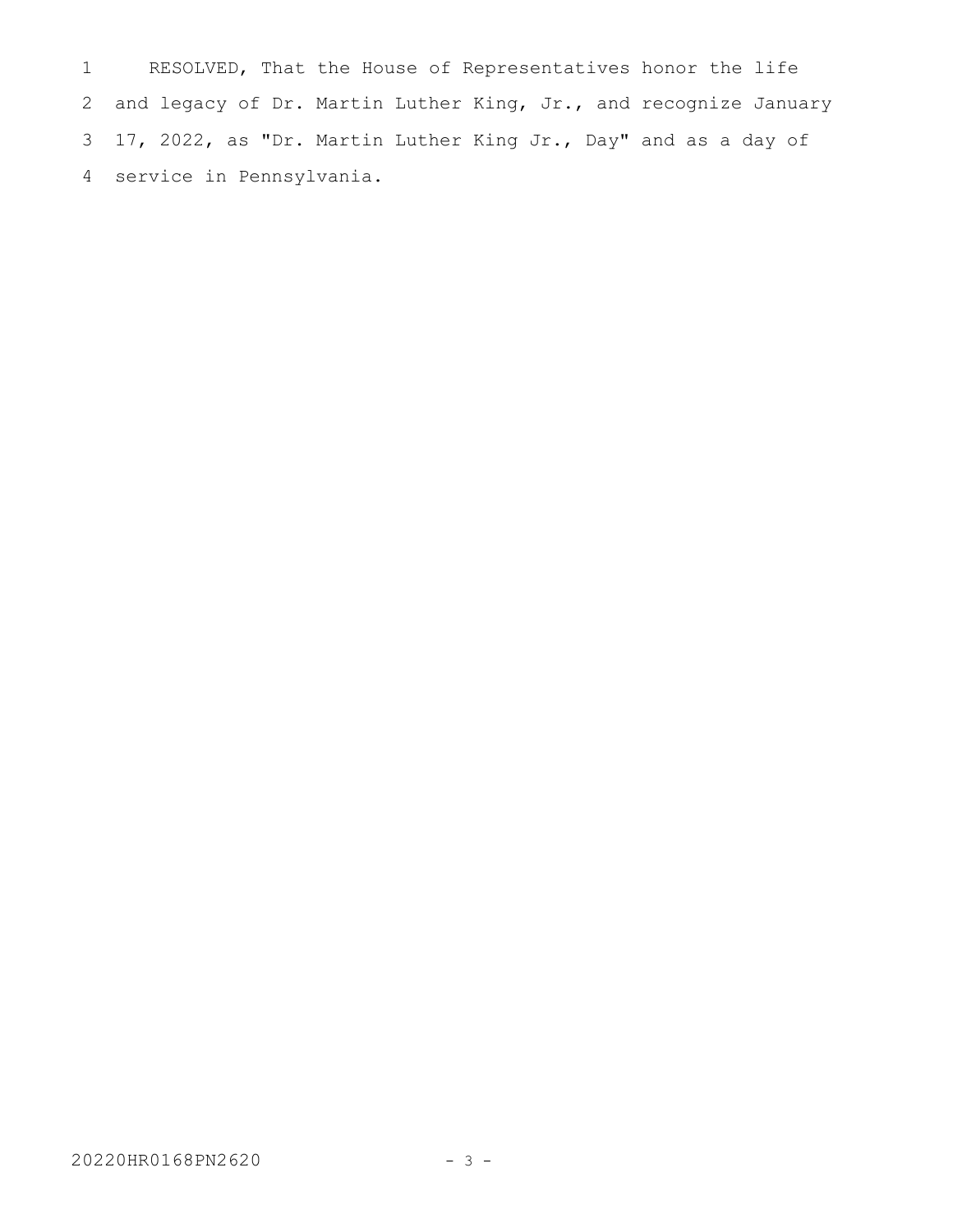RESOLVED, That the House of Representatives honor the life and legacy of Dr. Martin Luther King, Jr., and recognize January 17, 2022, as "Dr. Martin Luther King Jr., Day" and as a day of service in Pennsylvania.